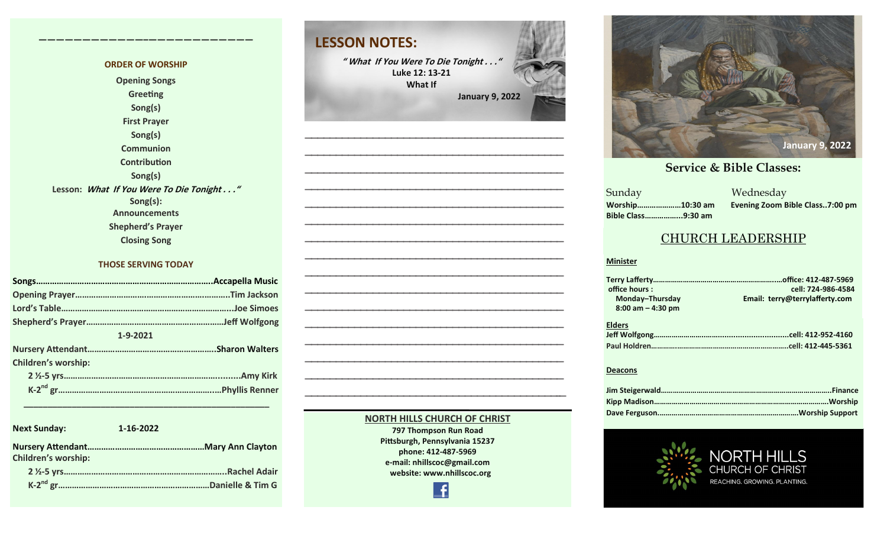## ORDER OF WORSHIP

Opening Songs
Greeting
Song(s)
First Prayer
Song(s)
Communion
Contribution
Song(s)
Lesson: *What If You Were To Die Tonight . . ."*
Song(s):
Announcements
Shepherd's Prayer
Closing Song

## THOSE SERVING TODAY

**Songs**……………………………………………………………….**Accapella Music**
**Opening Prayer**…………………………………………………….**Tim Jackson**
**Lord's Table**…………………………………………………………..**Joe Simoes**
**Shepherd's Prayer**……………………………………………….**Jeff Wolfgong**

1-9-2021

**Nursery Attendant**……………………………………………….**Sharon Walters**
**Children's worship:**
2 ½-5 yrs……………………………………………………………**Amy Kirk**
K-2nd gr…………………………………………………………..**Phyllis Renner**

---

**Next Sunday:** 1-16-2022

**Nursery Attendant**…………………………………………**Mary Ann Clayton**
**Children's worship:**
2 ½-5 yrs……………………………………………………………**Rachel Adair**
K-2nd gr…………………………………………………**Danielle & Tim G**

## LESSON NOTES:

*" What If You Were To Die Tonight . . . "*
Luke 12: 13-21
What If
January 9, 2022

______________________________________________
______________________________________________
______________________________________________
______________________________________________
______________________________________________
______________________________________________
______________________________________________
______________________________________________
______________________________________________
______________________________________________
______________________________________________
______________________________________________
______________________________________________
______________________________________________
______________________________________________
______________________________________________

**NORTH HILLS CHURCH OF CHRIST**
797 Thompson Run Road
Pittsburgh, Pennsylvania 15237
phone: 412-487-5969
e-mail: nhillscoc@gmail.com
website: www.nhillscoc.org

January 9, 2022

## Service & Bible Classes:

Sunday
**Worship**…………………**10:30 am**
**Bible Class**……………...**9:30 am**

Wednesday
**Evening Zoom Bible Class..7:00 pm**

## CHURCH LEADERSHIP

**Minister**

**Terry Lafferty**……………………………………………**office: 412-487-5969**
office hours : **cell: 724-986-4584**
Monday–Thursday **Email: terry@terrylafferty.com**
8:00 am – 4:30 pm

**Elders**
**Jeff Wolfgong**……………………………………………**cell: 412-952-4160**
**Paul Holdren**……………………………………………**cell: 412-445-5361**

**Deacons**

**Jim Steigerwald**………………………………………………………**Finance**
**Kipp Madison**…………………………………………………………**Worship**
**Dave Ferguson**……………………………………………**Worship Support**

NORTH HILLS
CHURCH OF CHRIST
REACHING. GROWING. PLANTING.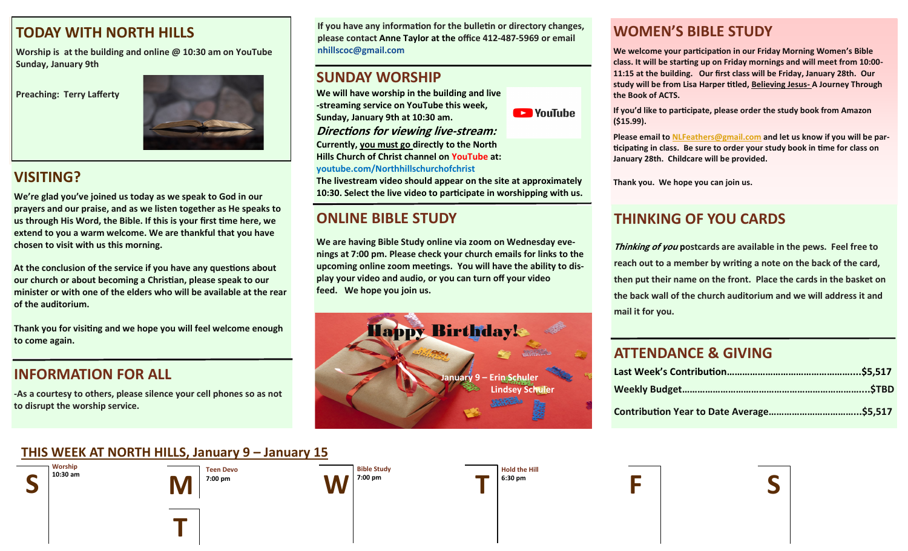## TODAY WITH NORTH HILLS

**Worship is at the building and online @ 10:30 am on YouTube Sunday, January 9th**

**Preaching: Terry Lafferty**

## VISITING?

**We're glad you've joined us today as we speak to God in our prayers and our praise, and as we listen together as He speaks to us through His Word, the Bible. If this is your first time here, we extend to you a warm welcome. We are thankful that you have chosen to visit with us this morning.**

**At the conclusion of the service if you have any questions about our church or about becoming a Christian, please speak to our minister or with one of the elders who will be available at the rear of the auditorium.**

**Thank you for visiting and we hope you will feel welcome enough to come again.**

## INFORMATION FOR ALL

**-As a courtesy to others, please silence your cell phones so as not to disrupt the worship service.**

**If you have any information for the bulletin or directory changes, please contact Anne Taylor at the office 412-487-5969 or email nhillscoc@gmail.com**

## SUNDAY WORSHIP

**We will have worship in the building and live -streaming service on YouTube this week, Sunday, January 9th at 10:30 am.**

***Directions for viewing live-stream:***

**Currently, you must go directly to the North Hills Church of Christ channel on YouTube at: youtube.com/Northhillschurchofchrist**

**The livestream video should appear on the site at approximately 10:30. Select the live video to participate in worshipping with us.**

## ONLINE BIBLE STUDY

**We are having Bible Study online via zoom on Wednesday evenings at 7:00 pm. Please check your church emails for links to the upcoming online zoom meetings. You will have the ability to display your video and audio, or you can turn off your video feed. We hope you join us.**

Happy Birthday!

January 9 – Erin Schuler
Lindsey Schuler

## WOMEN'S BIBLE STUDY

**We welcome your participation in our Friday Morning Women's Bible class. It will be starting up on Friday mornings and will meet from 10:00-11:15 at the building. Our first class will be Friday, January 28th. Our study will be from Lisa Harper titled, Believing Jesus- A Journey Through the Book of ACTS.**

**If you'd like to participate, please order the study book from Amazon ($15.99).**

**Please email to NLFeathers@gmail.com and let us know if you will be participating in class. Be sure to order your study book in time for class on January 28th. Childcare will be provided.**

**Thank you. We hope you can join us.**

## THINKING OF YOU CARDS

***Thinking of you*** **postcards are available in the pews. Feel free to reach out to a member by writing a note on the back of the card, then put their name on the front. Place the cards in the basket on the back wall of the church auditorium and we will address it and mail it for you.**

## ATTENDANCE & GIVING

**Last Week's Contribution……………………………………………..$5,517**

**Weekly Budget………………………………………………………………..$TBD**

**Contribution Year to Date Average………………………………$5,517**

## THIS WEEK AT NORTH HILLS, January 9 – January 15

- **S** — Worship 10:30 am
- **M** — Teen Devo 7:00 pm
- **T**
- **W** — Bible Study 7:00 pm
- **T** — Hold the Hill 6:30 pm
- **F**
- **S**